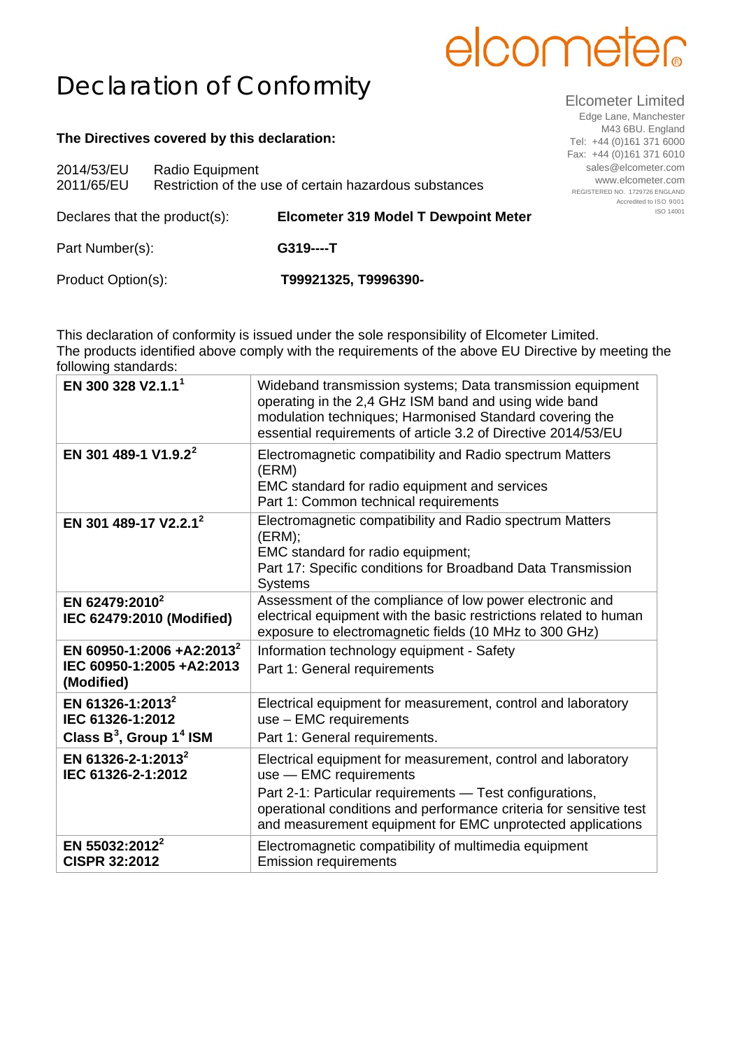elcometer

# Declaration of Conformity

Elcometer Limited
Edge Lane, Manchester
M43 6BU. England
Tel: +44 (0)161 371 6000
Fax: +44 (0)161 371 6010
sales@elcometer.com
www.elcometer.com
REGISTERED NO. 1729726 ENGLAND
Accredited to ISO 9001
ISO 14001

**The Directives covered by this declaration:**

2014/53/EU Radio Equipment
2011/65/EU Restriction of the use of certain hazardous substances

Declares that the product(s): **Elcometer 319 Model T Dewpoint Meter**

Part Number(s): **G319----T**

Product Option(s): **T99921325, T9996390-**

This declaration of conformity is issued under the sole responsibility of Elcometer Limited.
The products identified above comply with the requirements of the above EU Directive by meeting the following standards:

| Standard | Description |
|---|---|
| **EN 300 328 V2.1.1**[1] | Wideband transmission systems; Data transmission equipment operating in the 2,4 GHz ISM band and using wide band modulation techniques; Harmonised Standard covering the essential requirements of article 3.2 of Directive 2014/53/EU |
| **EN 301 489-1 V1.9.2**[2] | Electromagnetic compatibility and Radio spectrum Matters (ERM)<br>EMC standard for radio equipment and services<br>Part 1: Common technical requirements |
| **EN 301 489-17 V2.2.1**[2] | Electromagnetic compatibility and Radio spectrum Matters (ERM);<br>EMC standard for radio equipment;<br>Part 17: Specific conditions for Broadband Data Transmission Systems |
| **EN 62479:2010**[2]<br>**IEC 62479:2010 (Modified)** | Assessment of the compliance of low power electronic and electrical equipment with the basic restrictions related to human exposure to electromagnetic fields (10 MHz to 300 GHz) |
| **EN 60950-1:2006 +A2:2013**[2]<br>**IEC 60950-1:2005 +A2:2013 (Modified)** | Information technology equipment - Safety<br>Part 1: General requirements |
| **EN 61326-1:2013**[2]<br>**IEC 61326-1:2012**<br>**Class B**[3]**, Group 1**[4] **ISM** | Electrical equipment for measurement, control and laboratory use – EMC requirements<br>Part 1: General requirements. |
| **EN 61326-2-1:2013**[2]<br>**IEC 61326-2-1:2012** | Electrical equipment for measurement, control and laboratory use — EMC requirements<br>Part 2-1: Particular requirements — Test configurations, operational conditions and performance criteria for sensitive test and measurement equipment for EMC unprotected applications |
| **EN 55032:2012**[2]<br>**CISPR 32:2012** | Electromagnetic compatibility of multimedia equipment<br>Emission requirements |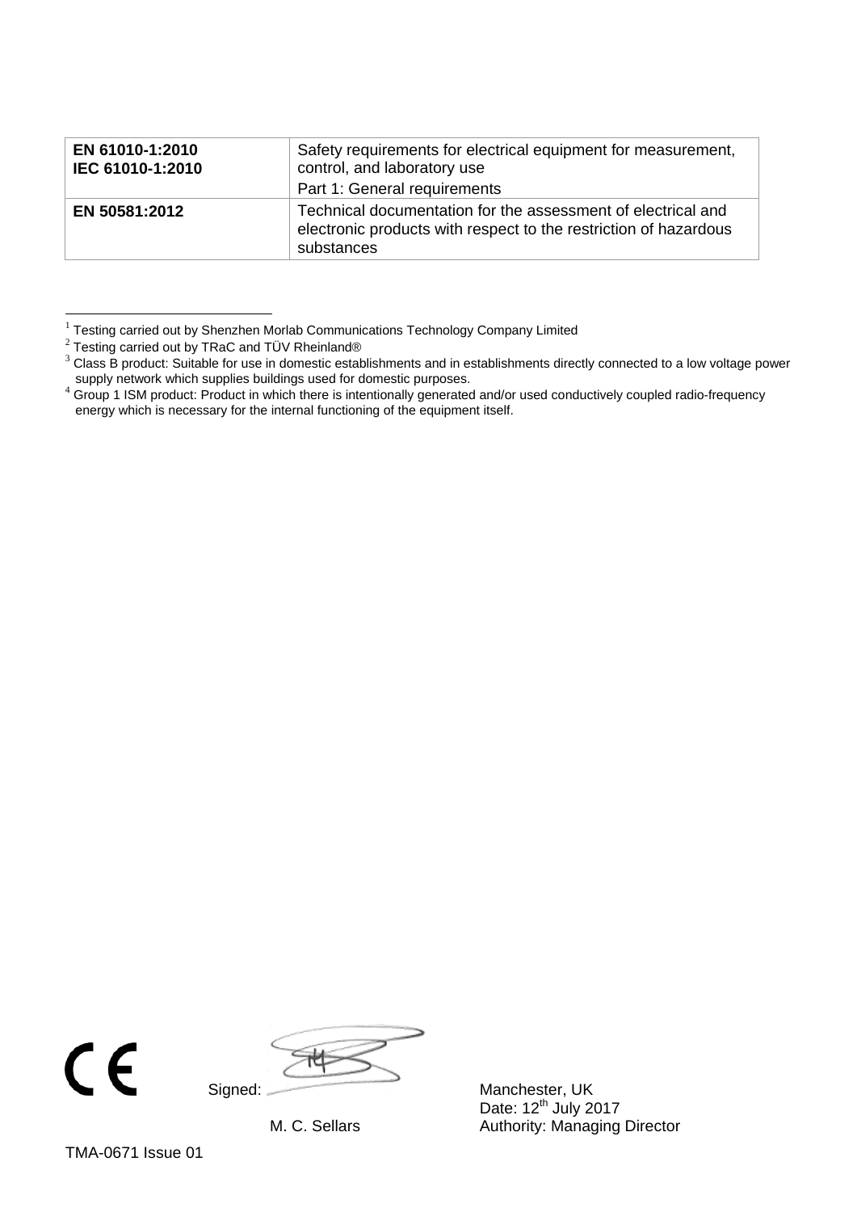| | |
|---|---|
| **EN 61010-1:2010**<br>**IEC 61010-1:2010** | Safety requirements for electrical equipment for measurement, control, and laboratory use<br>Part 1: General requirements |
| **EN 50581:2012** | Technical documentation for the assessment of electrical and electronic products with respect to the restriction of hazardous substances |

[1] Testing carried out by Shenzhen Morlab Communications Technology Company Limited
[2] Testing carried out by TRaC and TÜV Rheinland®
[3] Class B product: Suitable for use in domestic establishments and in establishments directly connected to a low voltage power supply network which supplies buildings used for domestic purposes.
[4] Group 1 ISM product: Product in which there is intentionally generated and/or used conductively coupled radio-frequency energy which is necessary for the internal functioning of the equipment itself.

CE

Signed:

M. C. Sellars

Manchester, UK
Date: 12th July 2017
Authority: Managing Director

TMA-0671 Issue 01